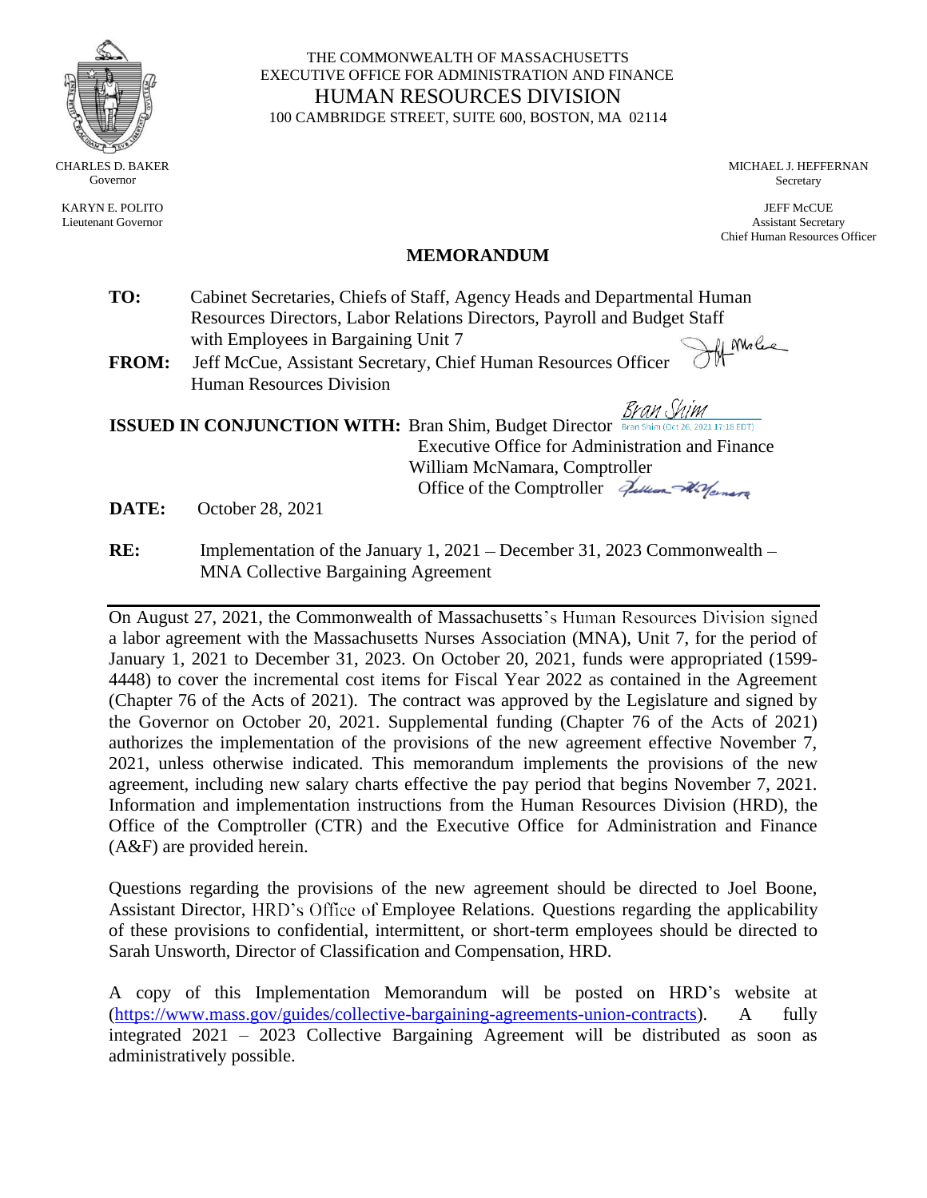THE COMMONWEALTH OF MASSACHUSETTS
EXECUTIVE OFFICE FOR ADMINISTRATION AND FINANCE
HUMAN RESOURCES DIVISION
100 CAMBRIDGE STREET, SUITE 600, BOSTON, MA 02114

CHARLES D. BAKER
Governor

KARYN E. POLITO
Lieutenant Governor

MICHAEL J. HEFFERNAN
Secretary

JEFF McCUE
Assistant Secretary
Chief Human Resources Officer

## MEMORANDUM

**TO:** Cabinet Secretaries, Chiefs of Staff, Agency Heads and Departmental Human Resources Directors, Labor Relations Directors, Payroll and Budget Staff with Employees in Bargaining Unit 7

**FROM:** Jeff McCue, Assistant Secretary, Chief Human Resources Officer
Human Resources Division

**ISSUED IN CONJUNCTION WITH:** Bran Shim, Budget Director
Executive Office for Administration and Finance
William McNamara, Comptroller
Office of the Comptroller

**DATE:** October 28, 2021

**RE:** Implementation of the January 1, 2021 – December 31, 2023 Commonwealth – MNA Collective Bargaining Agreement

---

On August 27, 2021, the Commonwealth of Massachusetts's Human Resources Division signed a labor agreement with the Massachusetts Nurses Association (MNA), Unit 7, for the period of January 1, 2021 to December 31, 2023. On October 20, 2021, funds were appropriated (1599-4448) to cover the incremental cost items for Fiscal Year 2022 as contained in the Agreement (Chapter 76 of the Acts of 2021). The contract was approved by the Legislature and signed by the Governor on October 20, 2021. Supplemental funding (Chapter 76 of the Acts of 2021) authorizes the implementation of the provisions of the new agreement effective November 7, 2021, unless otherwise indicated. This memorandum implements the provisions of the new agreement, including new salary charts effective the pay period that begins November 7, 2021. Information and implementation instructions from the Human Resources Division (HRD), the Office of the Comptroller (CTR) and the Executive Office for Administration and Finance (A&F) are provided herein.

Questions regarding the provisions of the new agreement should be directed to Joel Boone, Assistant Director, HRD's Office of Employee Relations. Questions regarding the applicability of these provisions to confidential, intermittent, or short-term employees should be directed to Sarah Unsworth, Director of Classification and Compensation, HRD.

A copy of this Implementation Memorandum will be posted on HRD's website at (https://www.mass.gov/guides/collective-bargaining-agreements-union-contracts). A fully integrated 2021 – 2023 Collective Bargaining Agreement will be distributed as soon as administratively possible.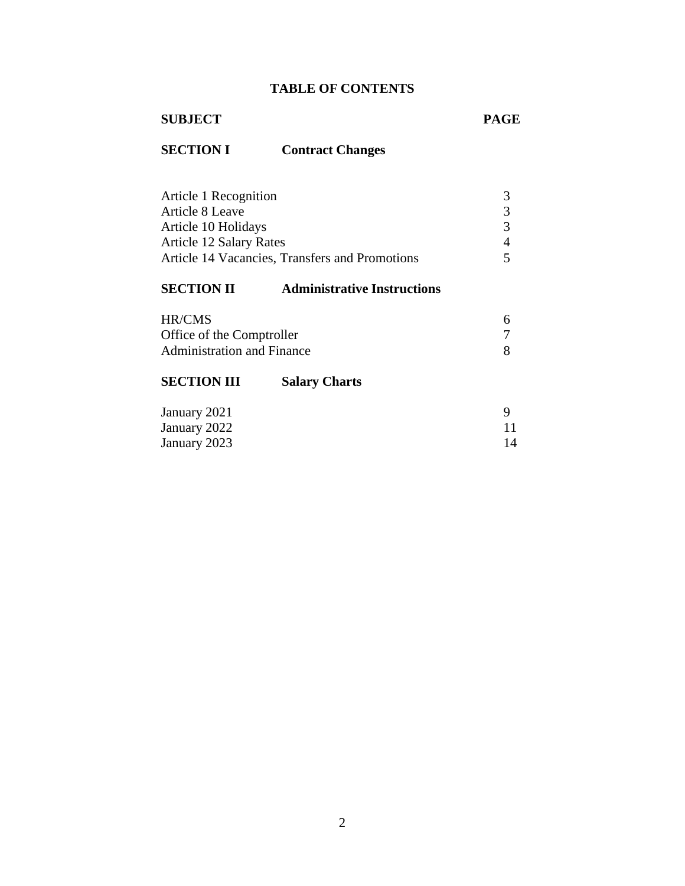# TABLE OF CONTENTS

| SUBJECT | PAGE |
|---|---|
| **SECTION I Contract Changes** | |
| Article 1 Recognition | 3 |
| Article 8 Leave | 3 |
| Article 10 Holidays | 3 |
| Article 12 Salary Rates | 4 |
| Article 14 Vacancies, Transfers and Promotions | 5 |
| **SECTION II Administrative Instructions** | |
| HR/CMS | 6 |
| Office of the Comptroller | 7 |
| Administration and Finance | 8 |
| **SECTION III Salary Charts** | |
| January 2021 | 9 |
| January 2022 | 11 |
| January 2023 | 14 |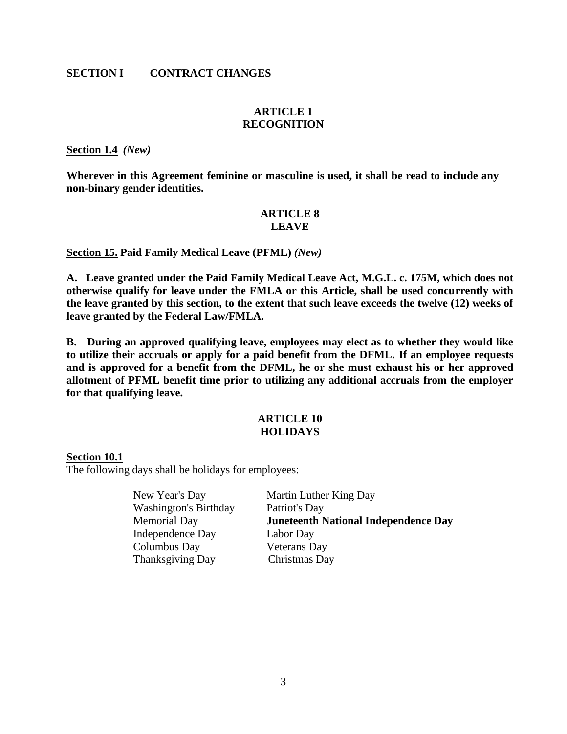## SECTION I CONTRACT CHANGES

### ARTICLE 1
### RECOGNITION

**Section 1.4** ***(New)***

**Wherever in this Agreement feminine or masculine is used, it shall be read to include any non-binary gender identities.**

### ARTICLE 8
### LEAVE

**Section 15. Paid Family Medical Leave (PFML)** ***(New)***

**A. Leave granted under the Paid Family Medical Leave Act, M.G.L. c. 175M, which does not otherwise qualify for leave under the FMLA or this Article, shall be used concurrently with the leave granted by this section, to the extent that such leave exceeds the twelve (12) weeks of leave granted by the Federal Law/FMLA.**

**B. During an approved qualifying leave, employees may elect as to whether they would like to utilize their accruals or apply for a paid benefit from the DFML. If an employee requests and is approved for a benefit from the DFML, he or she must exhaust his or her approved allotment of PFML benefit time prior to utilizing any additional accruals from the employer for that qualifying leave.**

### ARTICLE 10
### HOLIDAYS

**Section 10.1**

The following days shall be holidays for employees:

| | |
|---|---|
| New Year's Day | Martin Luther King Day |
| Washington's Birthday | Patriot's Day |
| Memorial Day | **Juneteenth National Independence Day** |
| Independence Day | Labor Day |
| Columbus Day | Veterans Day |
| Thanksgiving Day | Christmas Day |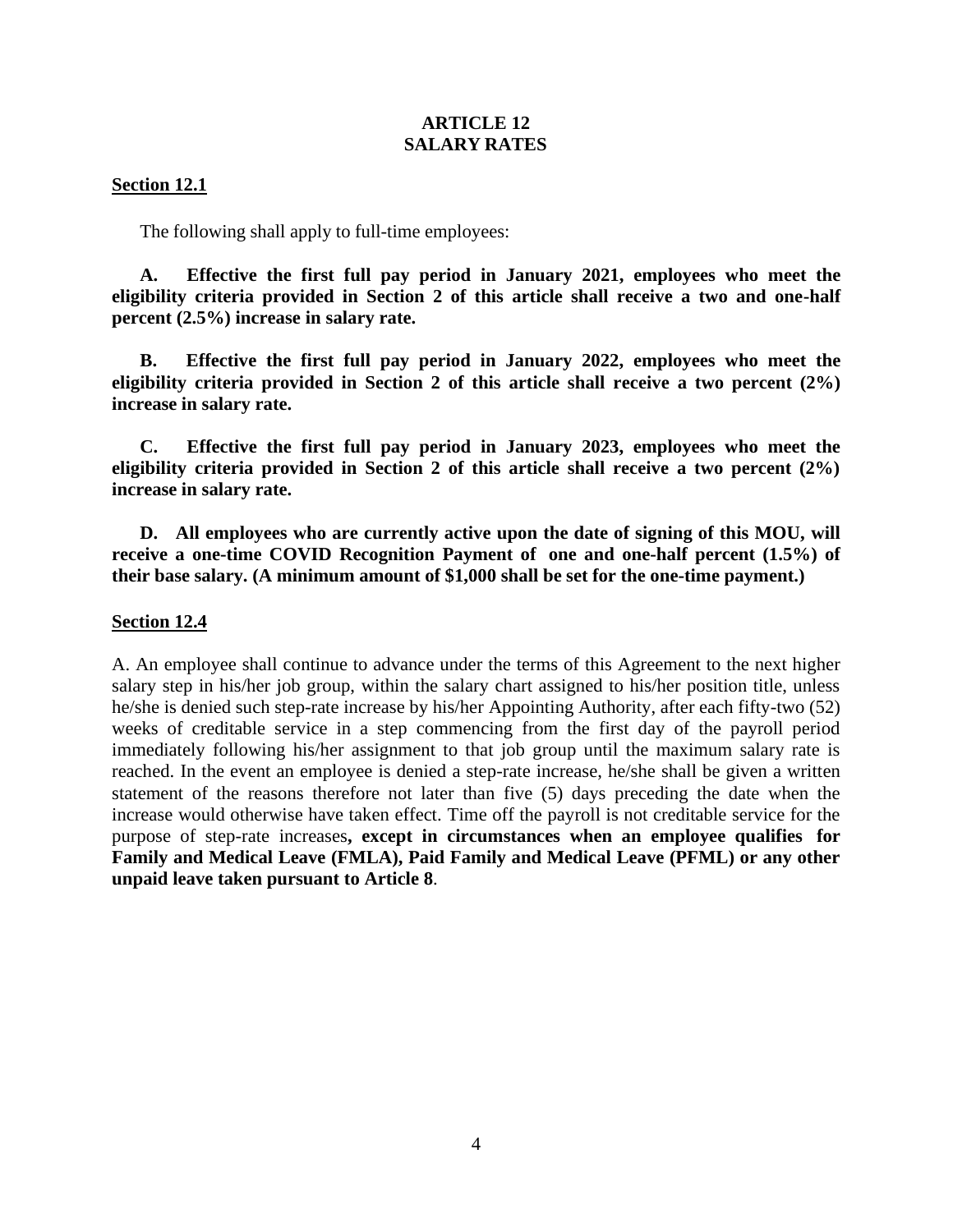# ARTICLE 12
# SALARY RATES

**Section 12.1**

The following shall apply to full-time employees:

**A. Effective the first full pay period in January 2021, employees who meet the eligibility criteria provided in Section 2 of this article shall receive a two and one-half percent (2.5%) increase in salary rate.**

**B. Effective the first full pay period in January 2022, employees who meet the eligibility criteria provided in Section 2 of this article shall receive a two percent (2%) increase in salary rate.**

**C. Effective the first full pay period in January 2023, employees who meet the eligibility criteria provided in Section 2 of this article shall receive a two percent (2%) increase in salary rate.**

**D. All employees who are currently active upon the date of signing of this MOU, will receive a one-time COVID Recognition Payment of one and one-half percent (1.5%) of their base salary. (A minimum amount of $1,000 shall be set for the one-time payment.)**

**Section 12.4**

A. An employee shall continue to advance under the terms of this Agreement to the next higher salary step in his/her job group, within the salary chart assigned to his/her position title, unless he/she is denied such step-rate increase by his/her Appointing Authority, after each fifty-two (52) weeks of creditable service in a step commencing from the first day of the payroll period immediately following his/her assignment to that job group until the maximum salary rate is reached. In the event an employee is denied a step-rate increase, he/she shall be given a written statement of the reasons therefore not later than five (5) days preceding the date when the increase would otherwise have taken effect. Time off the payroll is not creditable service for the purpose of step-rate increases**, except in circumstances when an employee qualifies for Family and Medical Leave (FMLA), Paid Family and Medical Leave (PFML) or any other unpaid leave taken pursuant to Article 8**.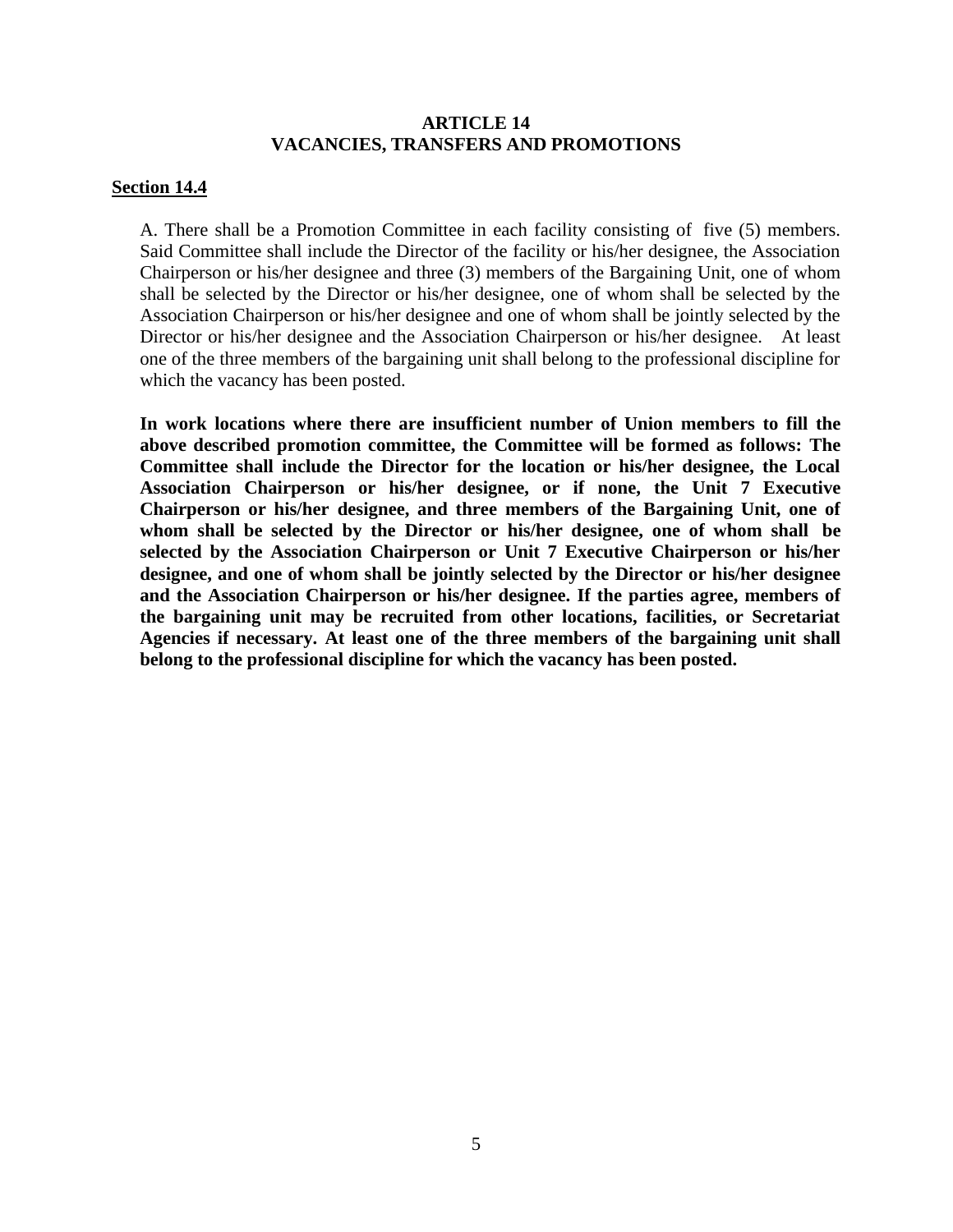**ARTICLE 14**
**VACANCIES, TRANSFERS AND PROMOTIONS**

**Section 14.4**

A. There shall be a Promotion Committee in each facility consisting of five (5) members. Said Committee shall include the Director of the facility or his/her designee, the Association Chairperson or his/her designee and three (3) members of the Bargaining Unit, one of whom shall be selected by the Director or his/her designee, one of whom shall be selected by the Association Chairperson or his/her designee and one of whom shall be jointly selected by the Director or his/her designee and the Association Chairperson or his/her designee. At least one of the three members of the bargaining unit shall belong to the professional discipline for which the vacancy has been posted.

**In work locations where there are insufficient number of Union members to fill the above described promotion committee, the Committee will be formed as follows: The Committee shall include the Director for the location or his/her designee, the Local Association Chairperson or his/her designee, or if none, the Unit 7 Executive Chairperson or his/her designee, and three members of the Bargaining Unit, one of whom shall be selected by the Director or his/her designee, one of whom shall be selected by the Association Chairperson or Unit 7 Executive Chairperson or his/her designee, and one of whom shall be jointly selected by the Director or his/her designee and the Association Chairperson or his/her designee. If the parties agree, members of the bargaining unit may be recruited from other locations, facilities, or Secretariat Agencies if necessary. At least one of the three members of the bargaining unit shall belong to the professional discipline for which the vacancy has been posted.**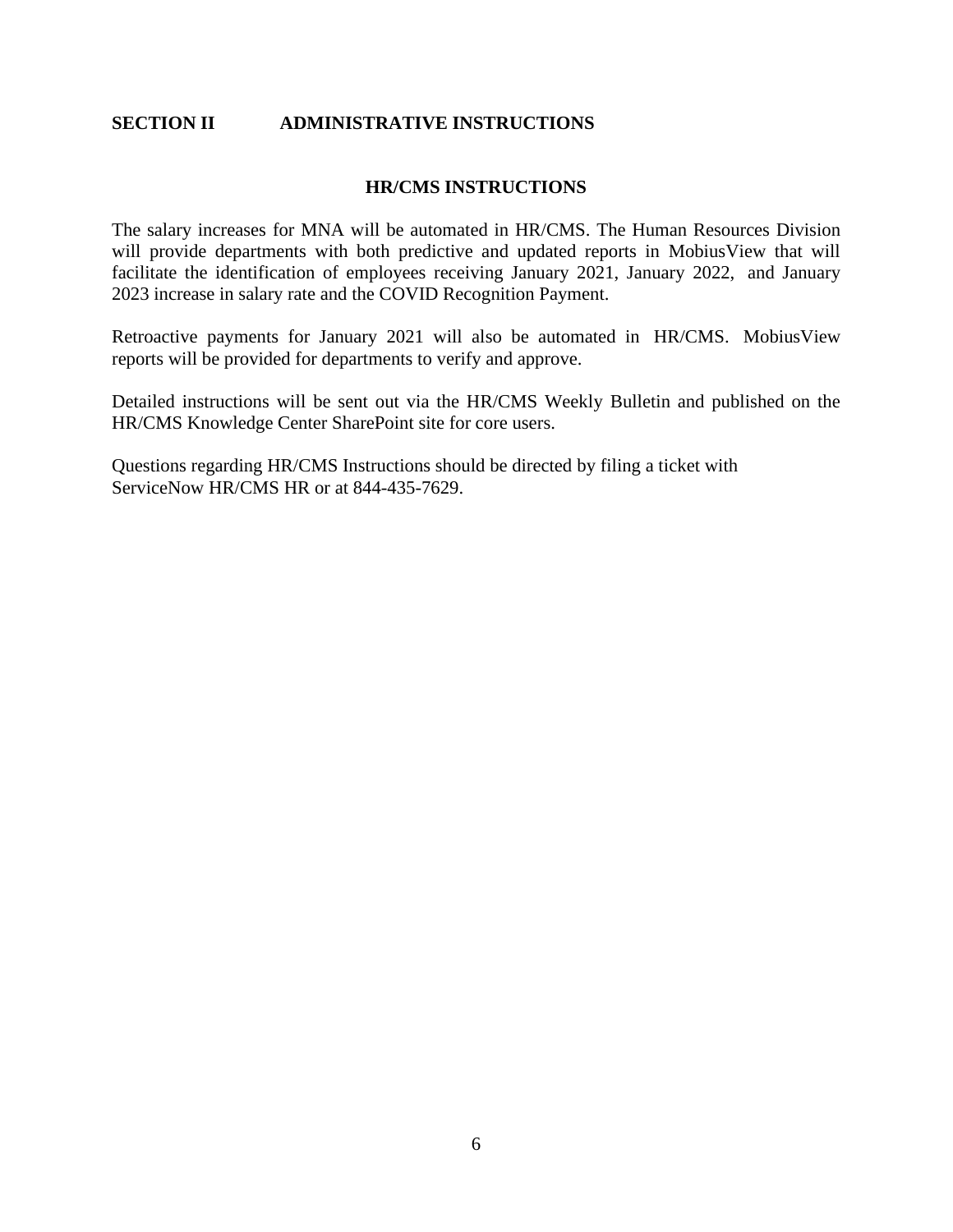## SECTION II ADMINISTRATIVE INSTRUCTIONS

### HR/CMS INSTRUCTIONS

The salary increases for MNA will be automated in HR/CMS. The Human Resources Division will provide departments with both predictive and updated reports in MobiusView that will facilitate the identification of employees receiving January 2021, January 2022, and January 2023 increase in salary rate and the COVID Recognition Payment.

Retroactive payments for January 2021 will also be automated in HR/CMS. MobiusView reports will be provided for departments to verify and approve.

Detailed instructions will be sent out via the HR/CMS Weekly Bulletin and published on the HR/CMS Knowledge Center SharePoint site for core users.

Questions regarding HR/CMS Instructions should be directed by filing a ticket with ServiceNow HR/CMS HR or at 844-435-7629.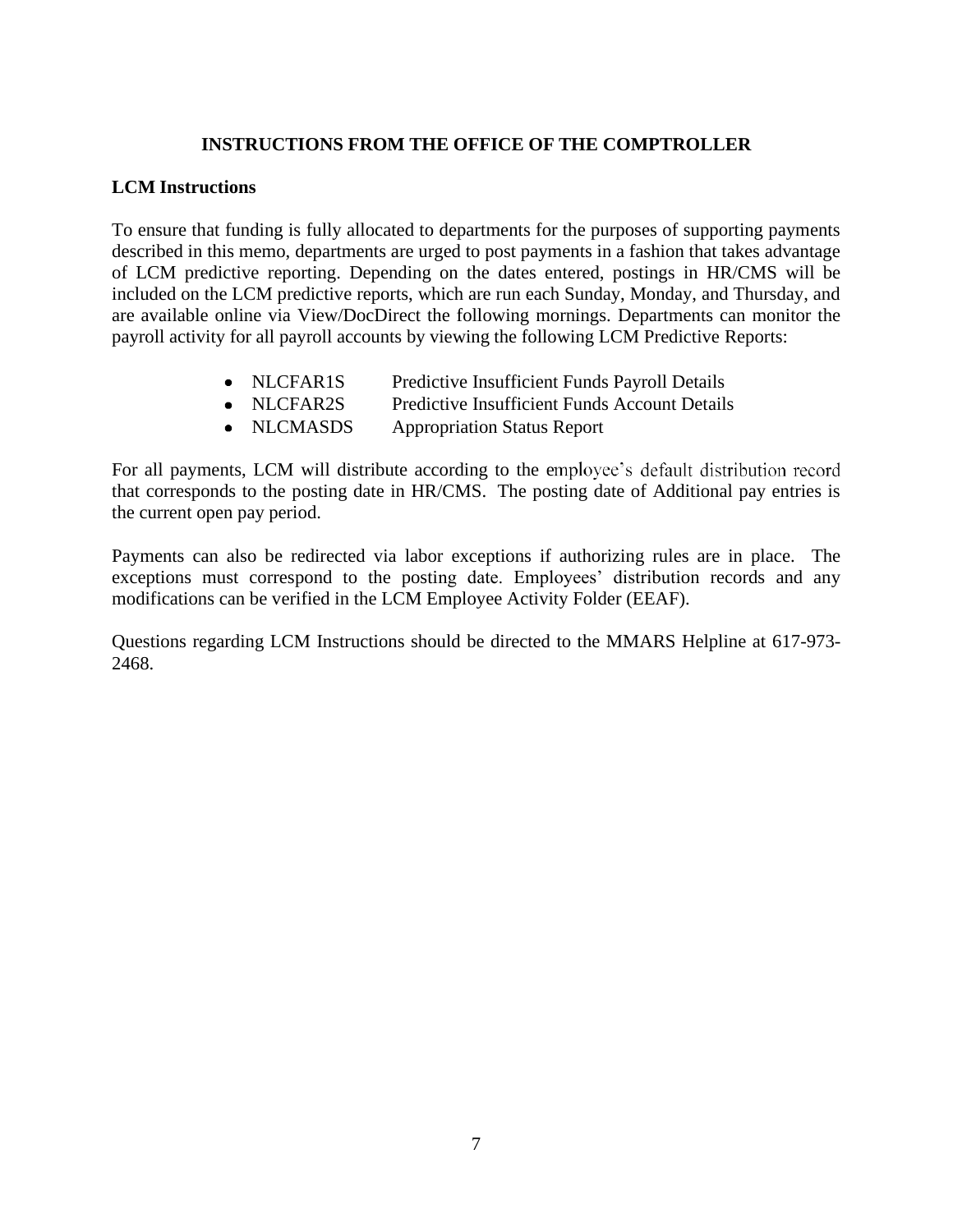## INSTRUCTIONS FROM THE OFFICE OF THE COMPTROLLER

### LCM Instructions

To ensure that funding is fully allocated to departments for the purposes of supporting payments described in this memo, departments are urged to post payments in a fashion that takes advantage of LCM predictive reporting. Depending on the dates entered, postings in HR/CMS will be included on the LCM predictive reports, which are run each Sunday, Monday, and Thursday, and are available online via View/DocDirect the following mornings. Departments can monitor the payroll activity for all payroll accounts by viewing the following LCM Predictive Reports:

- NLCFAR1S  Predictive Insufficient Funds Payroll Details
- NLCFAR2S  Predictive Insufficient Funds Account Details
- NLCMASDS  Appropriation Status Report

For all payments, LCM will distribute according to the employee's default distribution record that corresponds to the posting date in HR/CMS. The posting date of Additional pay entries is the current open pay period.

Payments can also be redirected via labor exceptions if authorizing rules are in place. The exceptions must correspond to the posting date. Employees' distribution records and any modifications can be verified in the LCM Employee Activity Folder (EEAF).

Questions regarding LCM Instructions should be directed to the MMARS Helpline at 617-973-2468.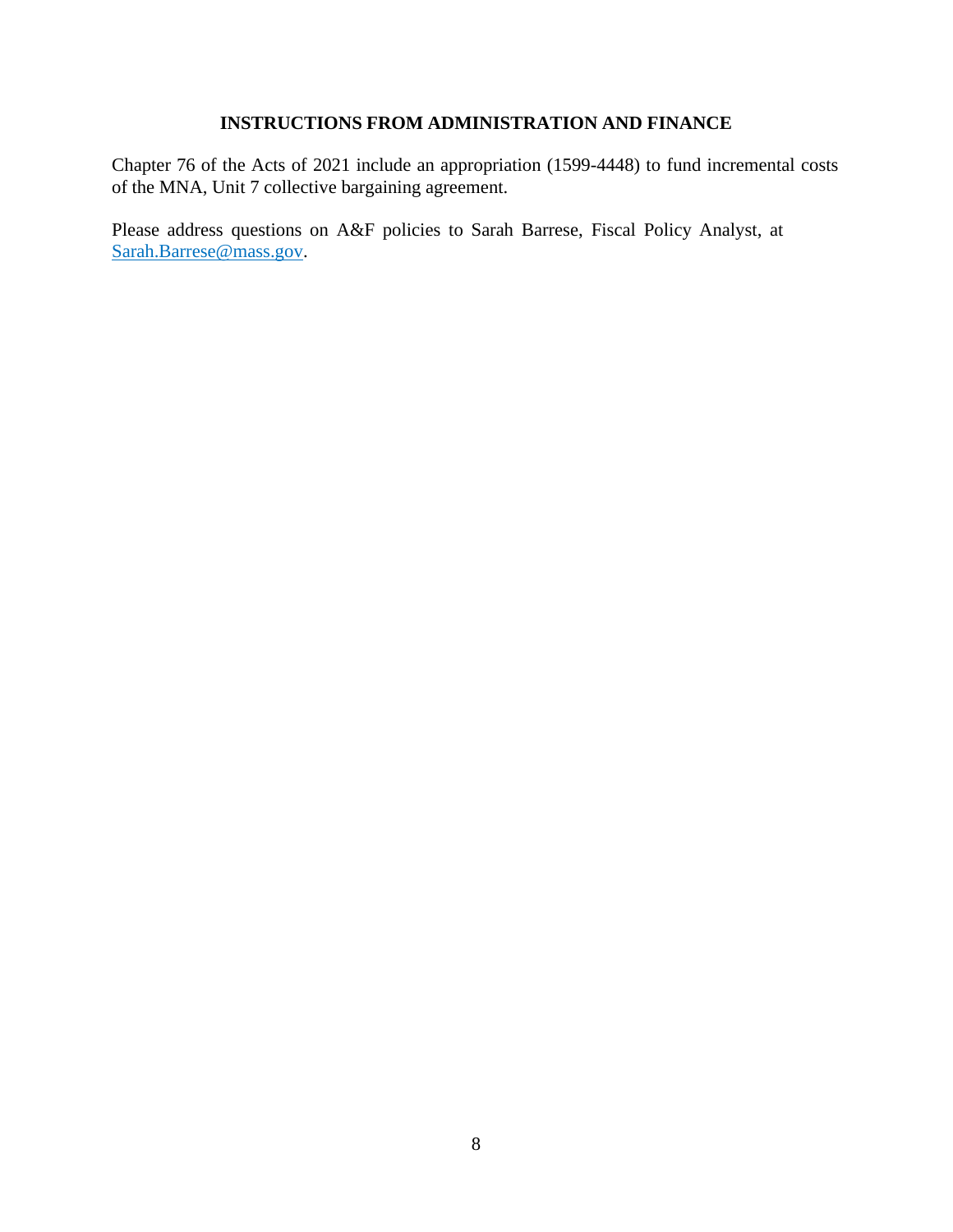## INSTRUCTIONS FROM ADMINISTRATION AND FINANCE

Chapter 76 of the Acts of 2021 include an appropriation (1599-4448) to fund incremental costs of the MNA, Unit 7 collective bargaining agreement.

Please address questions on A&F policies to Sarah Barrese, Fiscal Policy Analyst, at [Sarah.Barrese@mass.gov](mailto:Sarah.Barrese@mass.gov).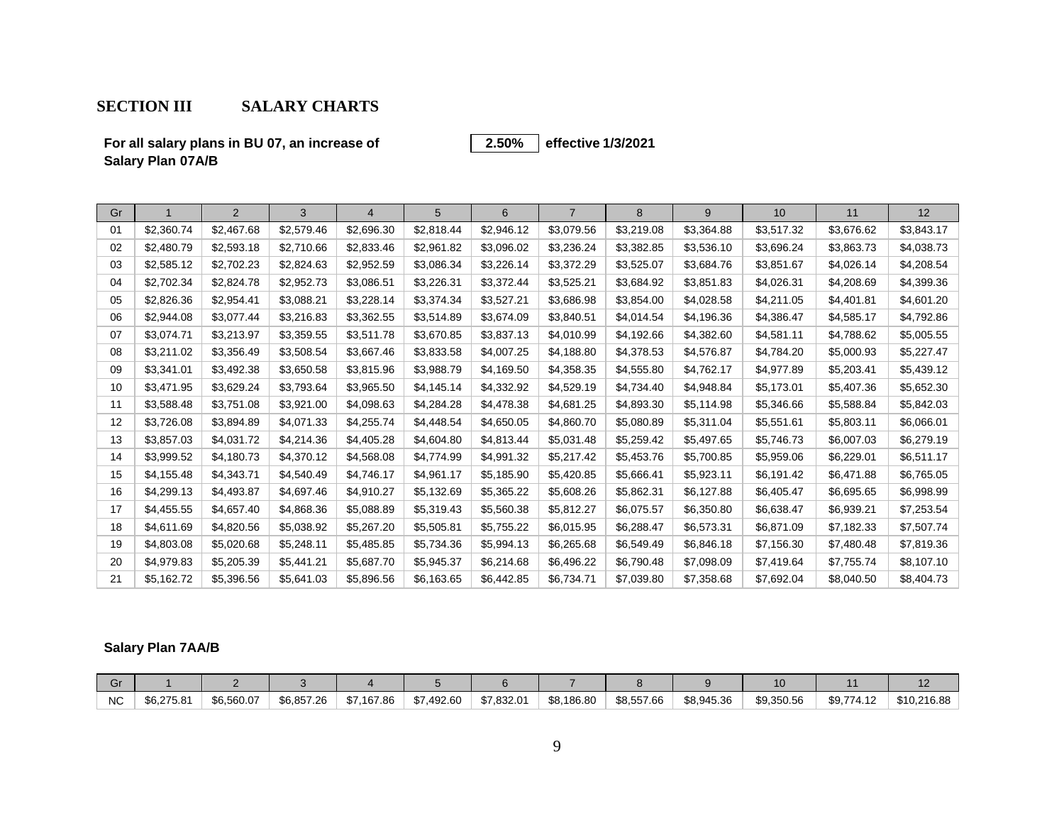## SECTION III SALARY CHARTS

**For all salary plans in BU 07, an increase of 2.50% effective 1/3/2021**

**Salary Plan 07A/B**

| Gr | 1 | 2 | 3 | 4 | 5 | 6 | 7 | 8 | 9 | 10 | 11 | 12 |
|---|---|---|---|---|---|---|---|---|---|---|---|---|
| 01 | $2,360.74 | $2,467.68 | $2,579.46 | $2,696.30 | $2,818.44 | $2,946.12 | $3,079.56 | $3,219.08 | $3,364.88 | $3,517.32 | $3,676.62 | $3,843.17 |
| 02 | $2,480.79 | $2,593.18 | $2,710.66 | $2,833.46 | $2,961.82 | $3,096.02 | $3,236.24 | $3,382.85 | $3,536.10 | $3,696.24 | $3,863.73 | $4,038.73 |
| 03 | $2,585.12 | $2,702.23 | $2,824.63 | $2,952.59 | $3,086.34 | $3,226.14 | $3,372.29 | $3,525.07 | $3,684.76 | $3,851.67 | $4,026.14 | $4,208.54 |
| 04 | $2,702.34 | $2,824.78 | $2,952.73 | $3,086.51 | $3,226.31 | $3,372.44 | $3,525.21 | $3,684.92 | $3,851.83 | $4,026.31 | $4,208.69 | $4,399.36 |
| 05 | $2,826.36 | $2,954.41 | $3,088.21 | $3,228.14 | $3,374.34 | $3,527.21 | $3,686.98 | $3,854.00 | $4,028.58 | $4,211.05 | $4,401.81 | $4,601.20 |
| 06 | $2,944.08 | $3,077.44 | $3,216.83 | $3,362.55 | $3,514.89 | $3,674.09 | $3,840.51 | $4,014.54 | $4,196.36 | $4,386.47 | $4,585.17 | $4,792.86 |
| 07 | $3,074.71 | $3,213.97 | $3,359.55 | $3,511.78 | $3,670.85 | $3,837.13 | $4,010.99 | $4,192.66 | $4,382.60 | $4,581.11 | $4,788.62 | $5,005.55 |
| 08 | $3,211.02 | $3,356.49 | $3,508.54 | $3,667.46 | $3,833.58 | $4,007.25 | $4,188.80 | $4,378.53 | $4,576.87 | $4,784.20 | $5,000.93 | $5,227.47 |
| 09 | $3,341.01 | $3,492.38 | $3,650.58 | $3,815.96 | $3,988.79 | $4,169.50 | $4,358.35 | $4,555.80 | $4,762.17 | $4,977.89 | $5,203.41 | $5,439.12 |
| 10 | $3,471.95 | $3,629.24 | $3,793.64 | $3,965.50 | $4,145.14 | $4,332.92 | $4,529.19 | $4,734.40 | $4,948.84 | $5,173.01 | $5,407.36 | $5,652.30 |
| 11 | $3,588.48 | $3,751.08 | $3,921.00 | $4,098.63 | $4,284.28 | $4,478.38 | $4,681.25 | $4,893.30 | $5,114.98 | $5,346.66 | $5,588.84 | $5,842.03 |
| 12 | $3,726.08 | $3,894.89 | $4,071.33 | $4,255.74 | $4,448.54 | $4,650.05 | $4,860.70 | $5,080.89 | $5,311.04 | $5,551.61 | $5,803.11 | $6,066.01 |
| 13 | $3,857.03 | $4,031.72 | $4,214.36 | $4,405.28 | $4,604.80 | $4,813.44 | $5,031.48 | $5,259.42 | $5,497.65 | $5,746.73 | $6,007.03 | $6,279.19 |
| 14 | $3,999.52 | $4,180.73 | $4,370.12 | $4,568.08 | $4,774.99 | $4,991.32 | $5,217.42 | $5,453.76 | $5,700.85 | $5,959.06 | $6,229.01 | $6,511.17 |
| 15 | $4,155.48 | $4,343.71 | $4,540.49 | $4,746.17 | $4,961.17 | $5,185.90 | $5,420.85 | $5,666.41 | $5,923.11 | $6,191.42 | $6,471.88 | $6,765.05 |
| 16 | $4,299.13 | $4,493.87 | $4,697.46 | $4,910.27 | $5,132.69 | $5,365.22 | $5,608.26 | $5,862.31 | $6,127.88 | $6,405.47 | $6,695.65 | $6,998.99 |
| 17 | $4,455.55 | $4,657.40 | $4,868.36 | $5,088.89 | $5,319.43 | $5,560.38 | $5,812.27 | $6,075.57 | $6,350.80 | $6,638.47 | $6,939.21 | $7,253.54 |
| 18 | $4,611.69 | $4,820.56 | $5,038.92 | $5,267.20 | $5,505.81 | $5,755.22 | $6,015.95 | $6,288.47 | $6,573.31 | $6,871.09 | $7,182.33 | $7,507.74 |
| 19 | $4,803.08 | $5,020.68 | $5,248.11 | $5,485.85 | $5,734.36 | $5,994.13 | $6,265.68 | $6,549.49 | $6,846.18 | $7,156.30 | $7,480.48 | $7,819.36 |
| 20 | $4,979.83 | $5,205.39 | $5,441.21 | $5,687.70 | $5,945.37 | $6,214.68 | $6,496.22 | $6,790.48 | $7,098.09 | $7,419.64 | $7,755.74 | $8,107.10 |
| 21 | $5,162.72 | $5,396.56 | $5,641.03 | $5,896.56 | $6,163.65 | $6,442.85 | $6,734.71 | $7,039.80 | $7,358.68 | $7,692.04 | $8,040.50 | $8,404.73 |

**Salary Plan 7AA/B**

| Gr | 1 | 2 | 3 | 4 | 5 | 6 | 7 | 8 | 9 | 10 | 11 | 12 |
|---|---|---|---|---|---|---|---|---|---|---|---|---|
| NC | $6,275.81 | $6,560.07 | $6,857.26 | $7,167.86 | $7,492.60 | $7,832.01 | $8,186.80 | $8,557.66 | $8,945.36 | $9,350.56 | $9,774.12 | $10,216.88 |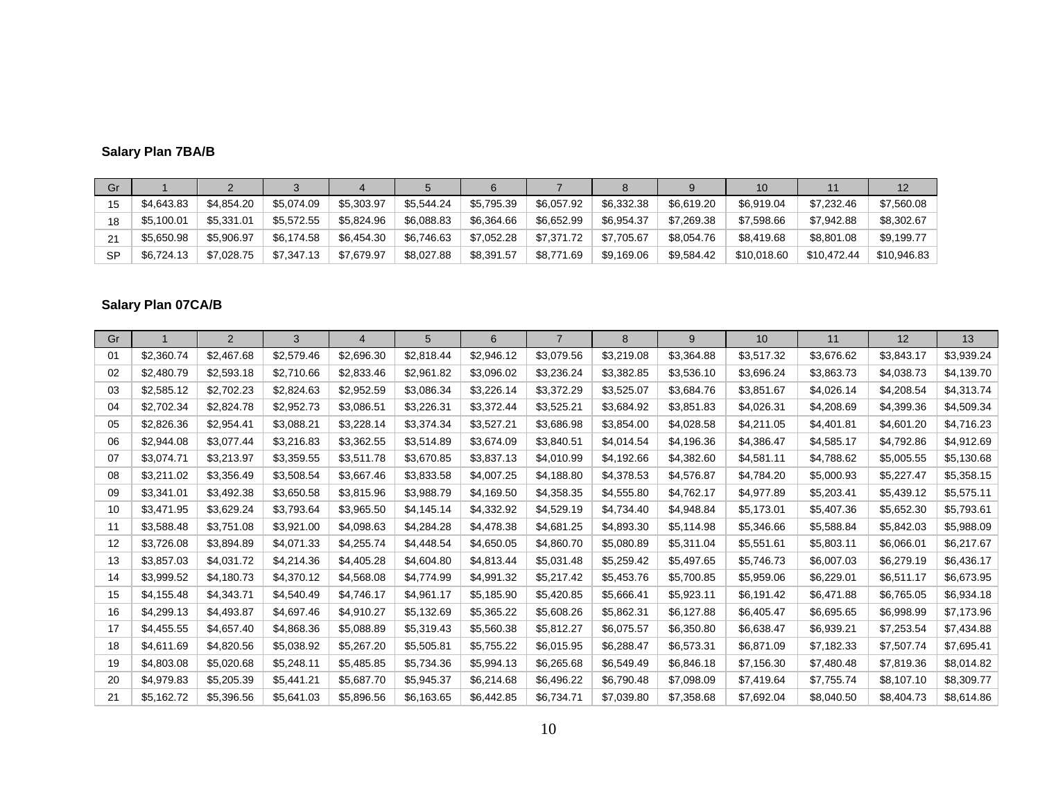**Salary Plan 7BA/B**

| Gr | 1 | 2 | 3 | 4 | 5 | 6 | 7 | 8 | 9 | 10 | 11 | 12 |
|---|---|---|---|---|---|---|---|---|---|---|---|---|
| 15 | $4,643.83 | $4,854.20 | $5,074.09 | $5,303.97 | $5,544.24 | $5,795.39 | $6,057.92 | $6,332.38 | $6,619.20 | $6,919.04 | $7,232.46 | $7,560.08 |
| 18 | $5,100.01 | $5,331.01 | $5,572.55 | $5,824.96 | $6,088.83 | $6,364.66 | $6,652.99 | $6,954.37 | $7,269.38 | $7,598.66 | $7,942.88 | $8,302.67 |
| 21 | $5,650.98 | $5,906.97 | $6,174.58 | $6,454.30 | $6,746.63 | $7,052.28 | $7,371.72 | $7,705.67 | $8,054.76 | $8,419.68 | $8,801.08 | $9,199.77 |
| SP | $6,724.13 | $7,028.75 | $7,347.13 | $7,679.97 | $8,027.88 | $8,391.57 | $8,771.69 | $9,169.06 | $9,584.42 | $10,018.60 | $10,472.44 | $10,946.83 |

**Salary Plan 07CA/B**

| Gr | 1 | 2 | 3 | 4 | 5 | 6 | 7 | 8 | 9 | 10 | 11 | 12 | 13 |
|---|---|---|---|---|---|---|---|---|---|---|---|---|---|
| 01 | $2,360.74 | $2,467.68 | $2,579.46 | $2,696.30 | $2,818.44 | $2,946.12 | $3,079.56 | $3,219.08 | $3,364.88 | $3,517.32 | $3,676.62 | $3,843.17 | $3,939.24 |
| 02 | $2,480.79 | $2,593.18 | $2,710.66 | $2,833.46 | $2,961.82 | $3,096.02 | $3,236.24 | $3,382.85 | $3,536.10 | $3,696.24 | $3,863.73 | $4,038.73 | $4,139.70 |
| 03 | $2,585.12 | $2,702.23 | $2,824.63 | $2,952.59 | $3,086.34 | $3,226.14 | $3,372.29 | $3,525.07 | $3,684.76 | $3,851.67 | $4,026.14 | $4,208.54 | $4,313.74 |
| 04 | $2,702.34 | $2,824.78 | $2,952.73 | $3,086.51 | $3,226.31 | $3,372.44 | $3,525.21 | $3,684.92 | $3,851.83 | $4,026.31 | $4,208.69 | $4,399.36 | $4,509.34 |
| 05 | $2,826.36 | $2,954.41 | $3,088.21 | $3,228.14 | $3,374.34 | $3,527.21 | $3,686.98 | $3,854.00 | $4,028.58 | $4,211.05 | $4,401.81 | $4,601.20 | $4,716.23 |
| 06 | $2,944.08 | $3,077.44 | $3,216.83 | $3,362.55 | $3,514.89 | $3,674.09 | $3,840.51 | $4,014.54 | $4,196.36 | $4,386.47 | $4,585.17 | $4,792.86 | $4,912.69 |
| 07 | $3,074.71 | $3,213.97 | $3,359.55 | $3,511.78 | $3,670.85 | $3,837.13 | $4,010.99 | $4,192.66 | $4,382.60 | $4,581.11 | $4,788.62 | $5,005.55 | $5,130.68 |
| 08 | $3,211.02 | $3,356.49 | $3,508.54 | $3,667.46 | $3,833.58 | $4,007.25 | $4,188.80 | $4,378.53 | $4,576.87 | $4,784.20 | $5,000.93 | $5,227.47 | $5,358.15 |
| 09 | $3,341.01 | $3,492.38 | $3,650.58 | $3,815.96 | $3,988.79 | $4,169.50 | $4,358.35 | $4,555.80 | $4,762.17 | $4,977.89 | $5,203.41 | $5,439.12 | $5,575.11 |
| 10 | $3,471.95 | $3,629.24 | $3,793.64 | $3,965.50 | $4,145.14 | $4,332.92 | $4,529.19 | $4,734.40 | $4,948.84 | $5,173.01 | $5,407.36 | $5,652.30 | $5,793.61 |
| 11 | $3,588.48 | $3,751.08 | $3,921.00 | $4,098.63 | $4,284.28 | $4,478.38 | $4,681.25 | $4,893.30 | $5,114.98 | $5,346.66 | $5,588.84 | $5,842.03 | $5,988.09 |
| 12 | $3,726.08 | $3,894.89 | $4,071.33 | $4,255.74 | $4,448.54 | $4,650.05 | $4,860.70 | $5,080.89 | $5,311.04 | $5,551.61 | $5,803.11 | $6,066.01 | $6,217.67 |
| 13 | $3,857.03 | $4,031.72 | $4,214.36 | $4,405.28 | $4,604.80 | $4,813.44 | $5,031.48 | $5,259.42 | $5,497.65 | $5,746.73 | $6,007.03 | $6,279.19 | $6,436.17 |
| 14 | $3,999.52 | $4,180.73 | $4,370.12 | $4,568.08 | $4,774.99 | $4,991.32 | $5,217.42 | $5,453.76 | $5,700.85 | $5,959.06 | $6,229.01 | $6,511.17 | $6,673.95 |
| 15 | $4,155.48 | $4,343.71 | $4,540.49 | $4,746.17 | $4,961.17 | $5,185.90 | $5,420.85 | $5,666.41 | $5,923.11 | $6,191.42 | $6,471.88 | $6,765.05 | $6,934.18 |
| 16 | $4,299.13 | $4,493.87 | $4,697.46 | $4,910.27 | $5,132.69 | $5,365.22 | $5,608.26 | $5,862.31 | $6,127.88 | $6,405.47 | $6,695.65 | $6,998.99 | $7,173.96 |
| 17 | $4,455.55 | $4,657.40 | $4,868.36 | $5,088.89 | $5,319.43 | $5,560.38 | $5,812.27 | $6,075.57 | $6,350.80 | $6,638.47 | $6,939.21 | $7,253.54 | $7,434.88 |
| 18 | $4,611.69 | $4,820.56 | $5,038.92 | $5,267.20 | $5,505.81 | $5,755.22 | $6,015.95 | $6,288.47 | $6,573.31 | $6,871.09 | $7,182.33 | $7,507.74 | $7,695.41 |
| 19 | $4,803.08 | $5,020.68 | $5,248.11 | $5,485.85 | $5,734.36 | $5,994.13 | $6,265.68 | $6,549.49 | $6,846.18 | $7,156.30 | $7,480.48 | $7,819.36 | $8,014.82 |
| 20 | $4,979.83 | $5,205.39 | $5,441.21 | $5,687.70 | $5,945.37 | $6,214.68 | $6,496.22 | $6,790.48 | $7,098.09 | $7,419.64 | $7,755.74 | $8,107.10 | $8,309.77 |
| 21 | $5,162.72 | $5,396.56 | $5,641.03 | $5,896.56 | $6,163.65 | $6,442.85 | $6,734.71 | $7,039.80 | $7,358.68 | $7,692.04 | $8,040.50 | $8,404.73 | $8,614.86 |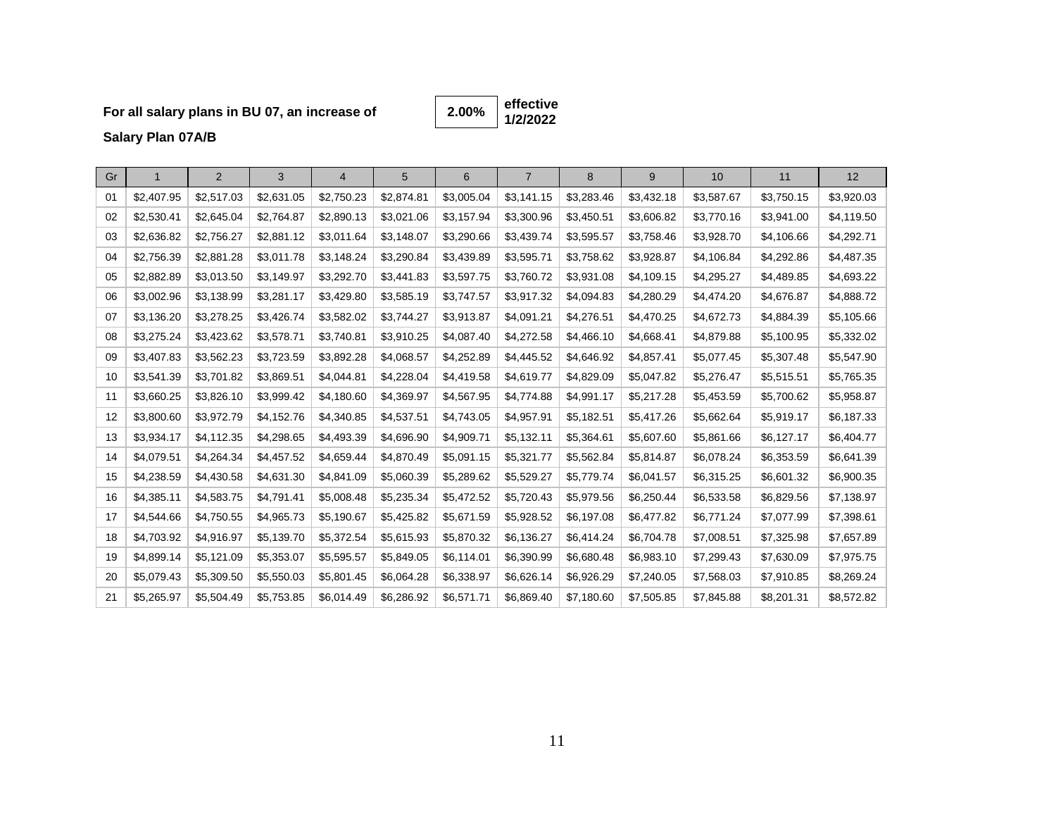**For all salary plans in BU 07, an increase of** **2.00%** **effective 1/2/2022**

**Salary Plan 07A/B**

| Gr | 1 | 2 | 3 | 4 | 5 | 6 | 7 | 8 | 9 | 10 | 11 | 12 |
|---|---|---|---|---|---|---|---|---|---|---|---|---|
| 01 | $2,407.95 | $2,517.03 | $2,631.05 | $2,750.23 | $2,874.81 | $3,005.04 | $3,141.15 | $3,283.46 | $3,432.18 | $3,587.67 | $3,750.15 | $3,920.03 |
| 02 | $2,530.41 | $2,645.04 | $2,764.87 | $2,890.13 | $3,021.06 | $3,157.94 | $3,300.96 | $3,450.51 | $3,606.82 | $3,770.16 | $3,941.00 | $4,119.50 |
| 03 | $2,636.82 | $2,756.27 | $2,881.12 | $3,011.64 | $3,148.07 | $3,290.66 | $3,439.74 | $3,595.57 | $3,758.46 | $3,928.70 | $4,106.66 | $4,292.71 |
| 04 | $2,756.39 | $2,881.28 | $3,011.78 | $3,148.24 | $3,290.84 | $3,439.89 | $3,595.71 | $3,758.62 | $3,928.87 | $4,106.84 | $4,292.86 | $4,487.35 |
| 05 | $2,882.89 | $3,013.50 | $3,149.97 | $3,292.70 | $3,441.83 | $3,597.75 | $3,760.72 | $3,931.08 | $4,109.15 | $4,295.27 | $4,489.85 | $4,693.22 |
| 06 | $3,002.96 | $3,138.99 | $3,281.17 | $3,429.80 | $3,585.19 | $3,747.57 | $3,917.32 | $4,094.83 | $4,280.29 | $4,474.20 | $4,676.87 | $4,888.72 |
| 07 | $3,136.20 | $3,278.25 | $3,426.74 | $3,582.02 | $3,744.27 | $3,913.87 | $4,091.21 | $4,276.51 | $4,470.25 | $4,672.73 | $4,884.39 | $5,105.66 |
| 08 | $3,275.24 | $3,423.62 | $3,578.71 | $3,740.81 | $3,910.25 | $4,087.40 | $4,272.58 | $4,466.10 | $4,668.41 | $4,879.88 | $5,100.95 | $5,332.02 |
| 09 | $3,407.83 | $3,562.23 | $3,723.59 | $3,892.28 | $4,068.57 | $4,252.89 | $4,445.52 | $4,646.92 | $4,857.41 | $5,077.45 | $5,307.48 | $5,547.90 |
| 10 | $3,541.39 | $3,701.82 | $3,869.51 | $4,044.81 | $4,228.04 | $4,419.58 | $4,619.77 | $4,829.09 | $5,047.82 | $5,276.47 | $5,515.51 | $5,765.35 |
| 11 | $3,660.25 | $3,826.10 | $3,999.42 | $4,180.60 | $4,369.97 | $4,567.95 | $4,774.88 | $4,991.17 | $5,217.28 | $5,453.59 | $5,700.62 | $5,958.87 |
| 12 | $3,800.60 | $3,972.79 | $4,152.76 | $4,340.85 | $4,537.51 | $4,743.05 | $4,957.91 | $5,182.51 | $5,417.26 | $5,662.64 | $5,919.17 | $6,187.33 |
| 13 | $3,934.17 | $4,112.35 | $4,298.65 | $4,493.39 | $4,696.90 | $4,909.71 | $5,132.11 | $5,364.61 | $5,607.60 | $5,861.66 | $6,127.17 | $6,404.77 |
| 14 | $4,079.51 | $4,264.34 | $4,457.52 | $4,659.44 | $4,870.49 | $5,091.15 | $5,321.77 | $5,562.84 | $5,814.87 | $6,078.24 | $6,353.59 | $6,641.39 |
| 15 | $4,238.59 | $4,430.58 | $4,631.30 | $4,841.09 | $5,060.39 | $5,289.62 | $5,529.27 | $5,779.74 | $6,041.57 | $6,315.25 | $6,601.32 | $6,900.35 |
| 16 | $4,385.11 | $4,583.75 | $4,791.41 | $5,008.48 | $5,235.34 | $5,472.52 | $5,720.43 | $5,979.56 | $6,250.44 | $6,533.58 | $6,829.56 | $7,138.97 |
| 17 | $4,544.66 | $4,750.55 | $4,965.73 | $5,190.67 | $5,425.82 | $5,671.59 | $5,928.52 | $6,197.08 | $6,477.82 | $6,771.24 | $7,077.99 | $7,398.61 |
| 18 | $4,703.92 | $4,916.97 | $5,139.70 | $5,372.54 | $5,615.93 | $5,870.32 | $6,136.27 | $6,414.24 | $6,704.78 | $7,008.51 | $7,325.98 | $7,657.89 |
| 19 | $4,899.14 | $5,121.09 | $5,353.07 | $5,595.57 | $5,849.05 | $6,114.01 | $6,390.99 | $6,680.48 | $6,983.10 | $7,299.43 | $7,630.09 | $7,975.75 |
| 20 | $5,079.43 | $5,309.50 | $5,550.03 | $5,801.45 | $6,064.28 | $6,338.97 | $6,626.14 | $6,926.29 | $7,240.05 | $7,568.03 | $7,910.85 | $8,269.24 |
| 21 | $5,265.97 | $5,504.49 | $5,753.85 | $6,014.49 | $6,286.92 | $6,571.71 | $6,869.40 | $7,180.60 | $7,505.85 | $7,845.88 | $8,201.31 | $8,572.82 |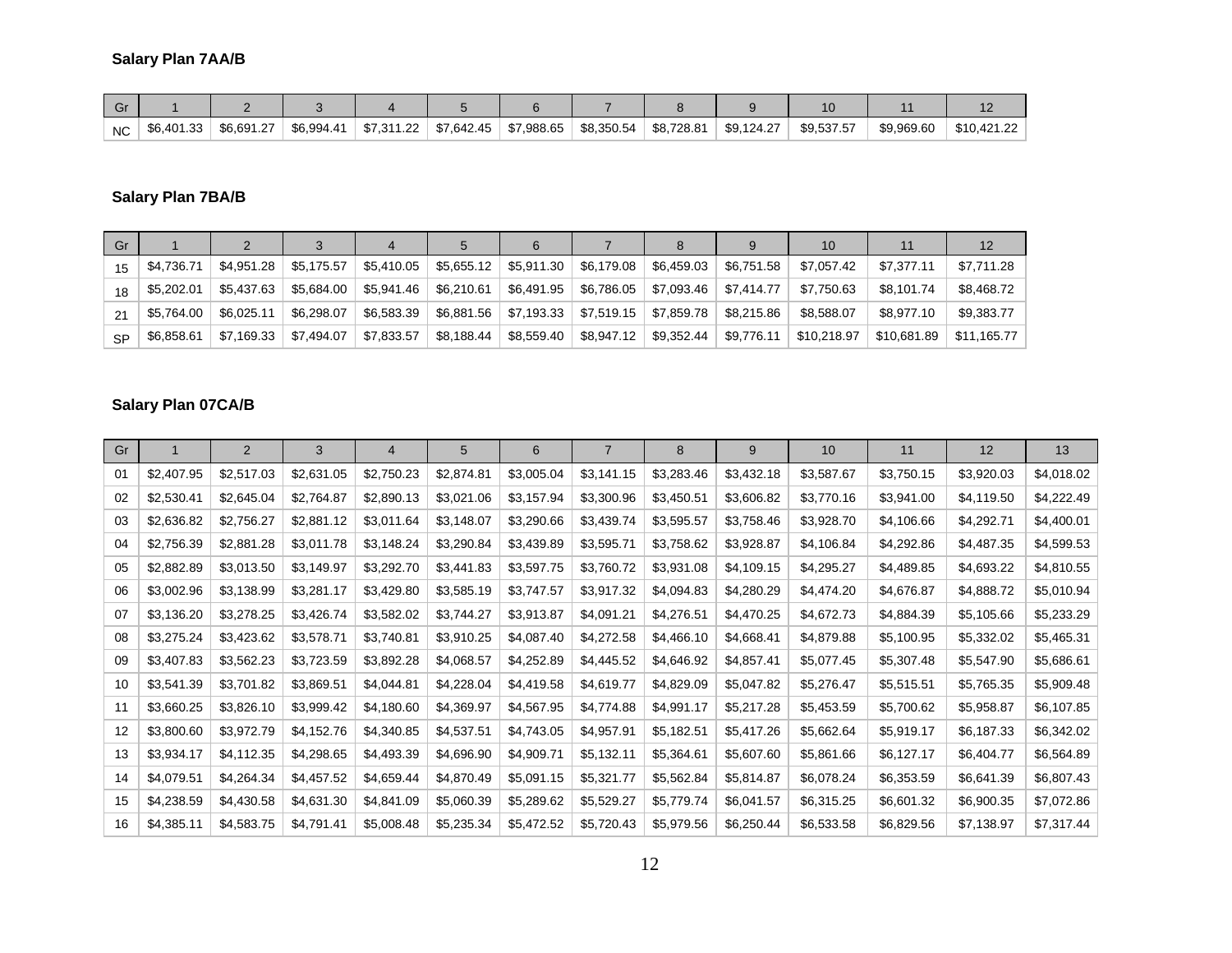**Salary Plan 7AA/B**

| Gr | 1 | 2 | 3 | 4 | 5 | 6 | 7 | 8 | 9 | 10 | 11 | 12 |
|---|---|---|---|---|---|---|---|---|---|---|---|---|
| NC | $6,401.33 | $6,691.27 | $6,994.41 | $7,311.22 | $7,642.45 | $7,988.65 | $8,350.54 | $8,728.81 | $9,124.27 | $9,537.57 | $9,969.60 | $10,421.22 |

**Salary Plan 7BA/B**

| Gr | 1 | 2 | 3 | 4 | 5 | 6 | 7 | 8 | 9 | 10 | 11 | 12 |
|---|---|---|---|---|---|---|---|---|---|---|---|---|
| 15 | $4,736.71 | $4,951.28 | $5,175.57 | $5,410.05 | $5,655.12 | $5,911.30 | $6,179.08 | $6,459.03 | $6,751.58 | $7,057.42 | $7,377.11 | $7,711.28 |
| 18 | $5,202.01 | $5,437.63 | $5,684.00 | $5,941.46 | $6,210.61 | $6,491.95 | $6,786.05 | $7,093.46 | $7,414.77 | $7,750.63 | $8,101.74 | $8,468.72 |
| 21 | $5,764.00 | $6,025.11 | $6,298.07 | $6,583.39 | $6,881.56 | $7,193.33 | $7,519.15 | $7,859.78 | $8,215.86 | $8,588.07 | $8,977.10 | $9,383.77 |
| SP | $6,858.61 | $7,169.33 | $7,494.07 | $7,833.57 | $8,188.44 | $8,559.40 | $8,947.12 | $9,352.44 | $9,776.11 | $10,218.97 | $10,681.89 | $11,165.77 |

**Salary Plan 07CA/B**

| Gr | 1 | 2 | 3 | 4 | 5 | 6 | 7 | 8 | 9 | 10 | 11 | 12 | 13 |
|---|---|---|---|---|---|---|---|---|---|---|---|---|---|
| 01 | $2,407.95 | $2,517.03 | $2,631.05 | $2,750.23 | $2,874.81 | $3,005.04 | $3,141.15 | $3,283.46 | $3,432.18 | $3,587.67 | $3,750.15 | $3,920.03 | $4,018.02 |
| 02 | $2,530.41 | $2,645.04 | $2,764.87 | $2,890.13 | $3,021.06 | $3,157.94 | $3,300.96 | $3,450.51 | $3,606.82 | $3,770.16 | $3,941.00 | $4,119.50 | $4,222.49 |
| 03 | $2,636.82 | $2,756.27 | $2,881.12 | $3,011.64 | $3,148.07 | $3,290.66 | $3,439.74 | $3,595.57 | $3,758.46 | $3,928.70 | $4,106.66 | $4,292.71 | $4,400.01 |
| 04 | $2,756.39 | $2,881.28 | $3,011.78 | $3,148.24 | $3,290.84 | $3,439.89 | $3,595.71 | $3,758.62 | $3,928.87 | $4,106.84 | $4,292.86 | $4,487.35 | $4,599.53 |
| 05 | $2,882.89 | $3,013.50 | $3,149.97 | $3,292.70 | $3,441.83 | $3,597.75 | $3,760.72 | $3,931.08 | $4,109.15 | $4,295.27 | $4,489.85 | $4,693.22 | $4,810.55 |
| 06 | $3,002.96 | $3,138.99 | $3,281.17 | $3,429.80 | $3,585.19 | $3,747.57 | $3,917.32 | $4,094.83 | $4,280.29 | $4,474.20 | $4,676.87 | $4,888.72 | $5,010.94 |
| 07 | $3,136.20 | $3,278.25 | $3,426.74 | $3,582.02 | $3,744.27 | $3,913.87 | $4,091.21 | $4,276.51 | $4,470.25 | $4,672.73 | $4,884.39 | $5,105.66 | $5,233.29 |
| 08 | $3,275.24 | $3,423.62 | $3,578.71 | $3,740.81 | $3,910.25 | $4,087.40 | $4,272.58 | $4,466.10 | $4,668.41 | $4,879.88 | $5,100.95 | $5,332.02 | $5,465.31 |
| 09 | $3,407.83 | $3,562.23 | $3,723.59 | $3,892.28 | $4,068.57 | $4,252.89 | $4,445.52 | $4,646.92 | $4,857.41 | $5,077.45 | $5,307.48 | $5,547.90 | $5,686.61 |
| 10 | $3,541.39 | $3,701.82 | $3,869.51 | $4,044.81 | $4,228.04 | $4,419.58 | $4,619.77 | $4,829.09 | $5,047.82 | $5,276.47 | $5,515.51 | $5,765.35 | $5,909.48 |
| 11 | $3,660.25 | $3,826.10 | $3,999.42 | $4,180.60 | $4,369.97 | $4,567.95 | $4,774.88 | $4,991.17 | $5,217.28 | $5,453.59 | $5,700.62 | $5,958.87 | $6,107.85 |
| 12 | $3,800.60 | $3,972.79 | $4,152.76 | $4,340.85 | $4,537.51 | $4,743.05 | $4,957.91 | $5,182.51 | $5,417.26 | $5,662.64 | $5,919.17 | $6,187.33 | $6,342.02 |
| 13 | $3,934.17 | $4,112.35 | $4,298.65 | $4,493.39 | $4,696.90 | $4,909.71 | $5,132.11 | $5,364.61 | $5,607.60 | $5,861.66 | $6,127.17 | $6,404.77 | $6,564.89 |
| 14 | $4,079.51 | $4,264.34 | $4,457.52 | $4,659.44 | $4,870.49 | $5,091.15 | $5,321.77 | $5,562.84 | $5,814.87 | $6,078.24 | $6,353.59 | $6,641.39 | $6,807.43 |
| 15 | $4,238.59 | $4,430.58 | $4,631.30 | $4,841.09 | $5,060.39 | $5,289.62 | $5,529.27 | $5,779.74 | $6,041.57 | $6,315.25 | $6,601.32 | $6,900.35 | $7,072.86 |
| 16 | $4,385.11 | $4,583.75 | $4,791.41 | $5,008.48 | $5,235.34 | $5,472.52 | $5,720.43 | $5,979.56 | $6,250.44 | $6,533.58 | $6,829.56 | $7,138.97 | $7,317.44 |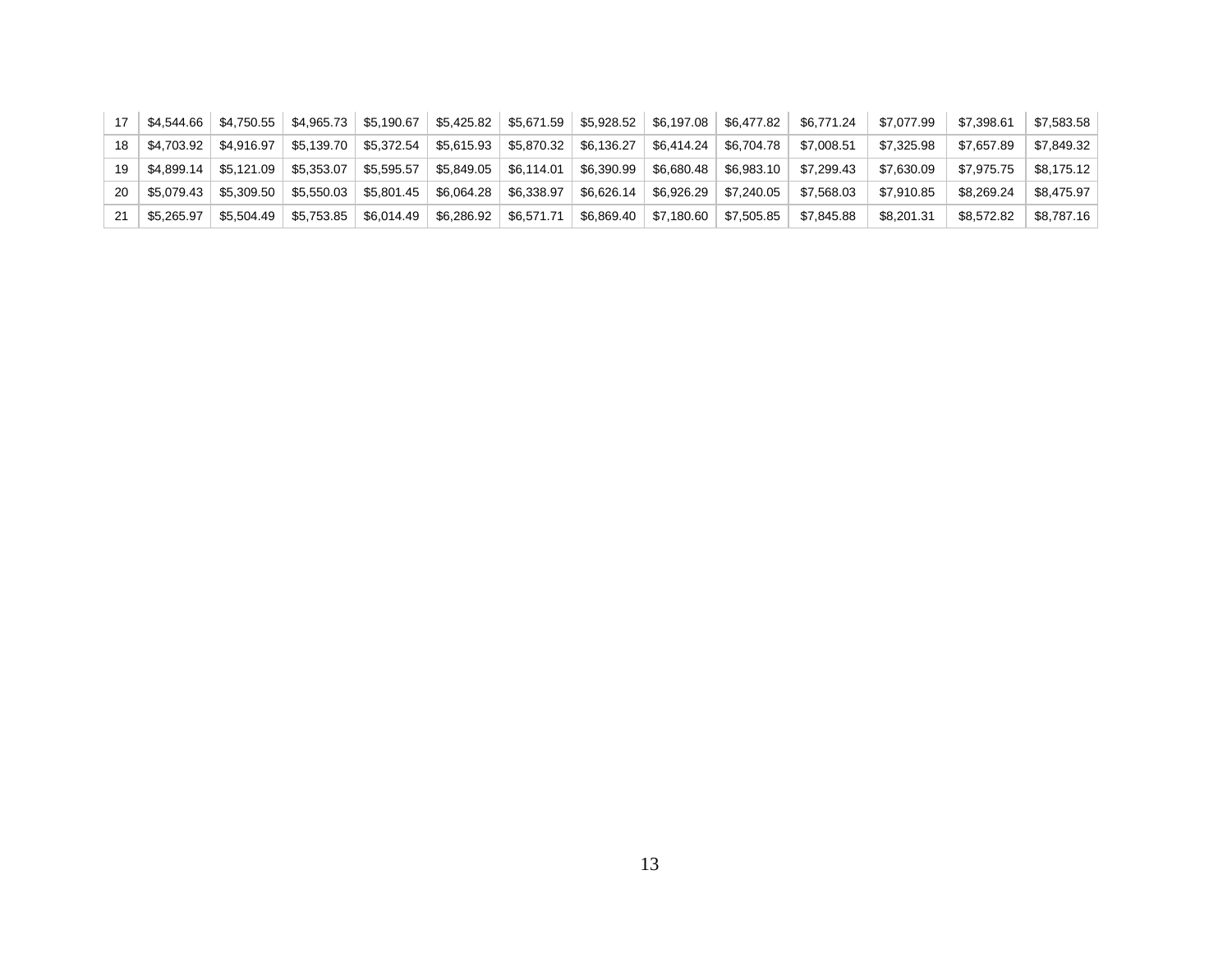| 17 | $4,544.66 | $4,750.55 | $4,965.73 | $5,190.67 | $5,425.82 | $5,671.59 | $5,928.52 | $6,197.08 | $6,477.82 | $6,771.24 | $7,077.99 | $7,398.61 | $7,583.58 |
|---|---|---|---|---|---|---|---|---|---|---|---|---|---|
| 18 | $4,703.92 | $4,916.97 | $5,139.70 | $5,372.54 | $5,615.93 | $5,870.32 | $6,136.27 | $6,414.24 | $6,704.78 | $7,008.51 | $7,325.98 | $7,657.89 | $7,849.32 |
| 19 | $4,899.14 | $5,121.09 | $5,353.07 | $5,595.57 | $5,849.05 | $6,114.01 | $6,390.99 | $6,680.48 | $6,983.10 | $7,299.43 | $7,630.09 | $7,975.75 | $8,175.12 |
| 20 | $5,079.43 | $5,309.50 | $5,550.03 | $5,801.45 | $6,064.28 | $6,338.97 | $6,626.14 | $6,926.29 | $7,240.05 | $7,568.03 | $7,910.85 | $8,269.24 | $8,475.97 |
| 21 | $5,265.97 | $5,504.49 | $5,753.85 | $6,014.49 | $6,286.92 | $6,571.71 | $6,869.40 | $7,180.60 | $7,505.85 | $7,845.88 | $8,201.31 | $8,572.82 | $8,787.16 |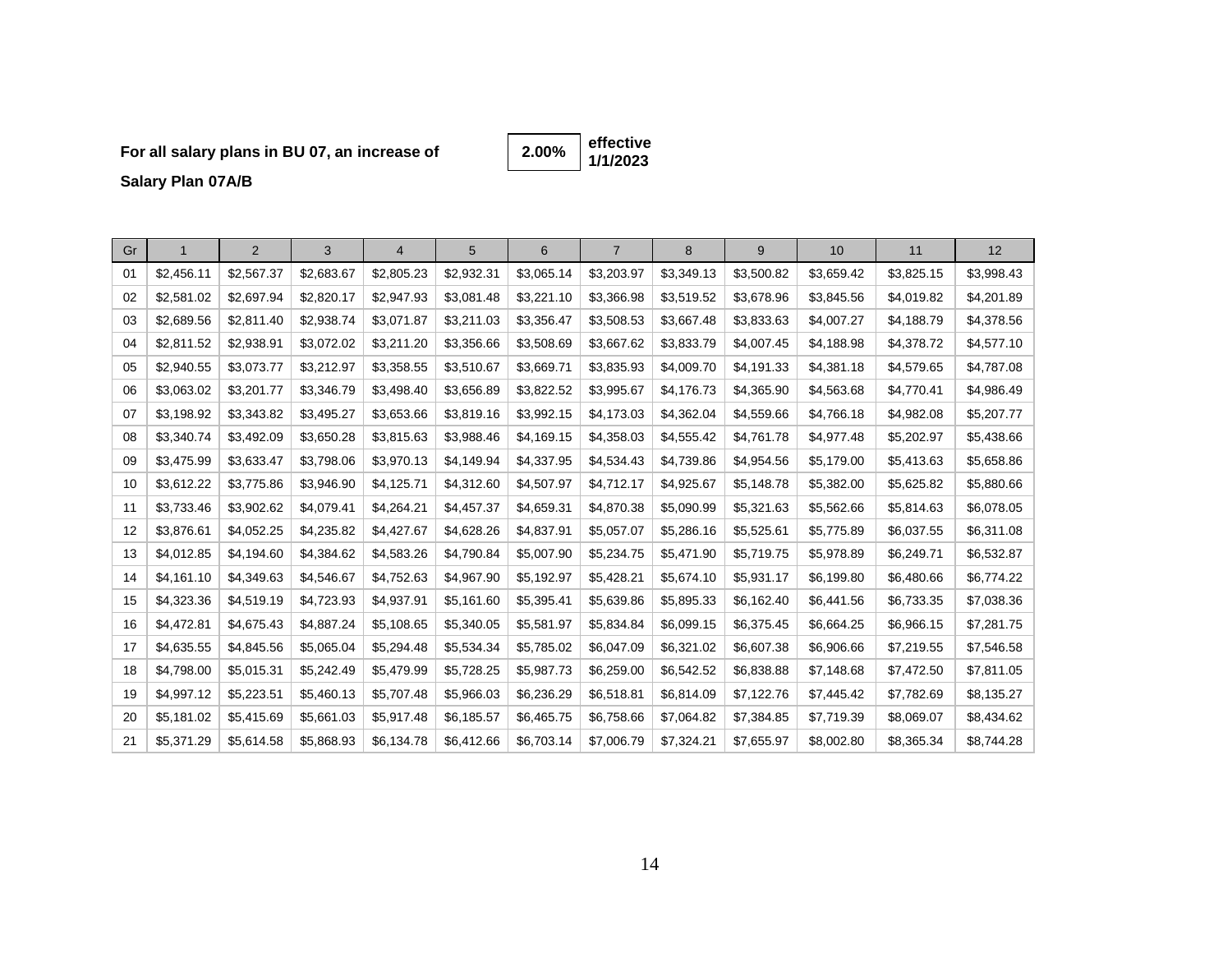**For all salary plans in BU 07, an increase of** **2.00%** **effective 1/1/2023**

**Salary Plan 07A/B**

| Gr | 1 | 2 | 3 | 4 | 5 | 6 | 7 | 8 | 9 | 10 | 11 | 12 |
|---|---|---|---|---|---|---|---|---|---|---|---|---|
| 01 | $2,456.11 | $2,567.37 | $2,683.67 | $2,805.23 | $2,932.31 | $3,065.14 | $3,203.97 | $3,349.13 | $3,500.82 | $3,659.42 | $3,825.15 | $3,998.43 |
| 02 | $2,581.02 | $2,697.94 | $2,820.17 | $2,947.93 | $3,081.48 | $3,221.10 | $3,366.98 | $3,519.52 | $3,678.96 | $3,845.56 | $4,019.82 | $4,201.89 |
| 03 | $2,689.56 | $2,811.40 | $2,938.74 | $3,071.87 | $3,211.03 | $3,356.47 | $3,508.53 | $3,667.48 | $3,833.63 | $4,007.27 | $4,188.79 | $4,378.56 |
| 04 | $2,811.52 | $2,938.91 | $3,072.02 | $3,211.20 | $3,356.66 | $3,508.69 | $3,667.62 | $3,833.79 | $4,007.45 | $4,188.98 | $4,378.72 | $4,577.10 |
| 05 | $2,940.55 | $3,073.77 | $3,212.97 | $3,358.55 | $3,510.67 | $3,669.71 | $3,835.93 | $4,009.70 | $4,191.33 | $4,381.18 | $4,579.65 | $4,787.08 |
| 06 | $3,063.02 | $3,201.77 | $3,346.79 | $3,498.40 | $3,656.89 | $3,822.52 | $3,995.67 | $4,176.73 | $4,365.90 | $4,563.68 | $4,770.41 | $4,986.49 |
| 07 | $3,198.92 | $3,343.82 | $3,495.27 | $3,653.66 | $3,819.16 | $3,992.15 | $4,173.03 | $4,362.04 | $4,559.66 | $4,766.18 | $4,982.08 | $5,207.77 |
| 08 | $3,340.74 | $3,492.09 | $3,650.28 | $3,815.63 | $3,988.46 | $4,169.15 | $4,358.03 | $4,555.42 | $4,761.78 | $4,977.48 | $5,202.97 | $5,438.66 |
| 09 | $3,475.99 | $3,633.47 | $3,798.06 | $3,970.13 | $4,149.94 | $4,337.95 | $4,534.43 | $4,739.86 | $4,954.56 | $5,179.00 | $5,413.63 | $5,658.86 |
| 10 | $3,612.22 | $3,775.86 | $3,946.90 | $4,125.71 | $4,312.60 | $4,507.97 | $4,712.17 | $4,925.67 | $5,148.78 | $5,382.00 | $5,625.82 | $5,880.66 |
| 11 | $3,733.46 | $3,902.62 | $4,079.41 | $4,264.21 | $4,457.37 | $4,659.31 | $4,870.38 | $5,090.99 | $5,321.63 | $5,562.66 | $5,814.63 | $6,078.05 |
| 12 | $3,876.61 | $4,052.25 | $4,235.82 | $4,427.67 | $4,628.26 | $4,837.91 | $5,057.07 | $5,286.16 | $5,525.61 | $5,775.89 | $6,037.55 | $6,311.08 |
| 13 | $4,012.85 | $4,194.60 | $4,384.62 | $4,583.26 | $4,790.84 | $5,007.90 | $5,234.75 | $5,471.90 | $5,719.75 | $5,978.89 | $6,249.71 | $6,532.87 |
| 14 | $4,161.10 | $4,349.63 | $4,546.67 | $4,752.63 | $4,967.90 | $5,192.97 | $5,428.21 | $5,674.10 | $5,931.17 | $6,199.80 | $6,480.66 | $6,774.22 |
| 15 | $4,323.36 | $4,519.19 | $4,723.93 | $4,937.91 | $5,161.60 | $5,395.41 | $5,639.86 | $5,895.33 | $6,162.40 | $6,441.56 | $6,733.35 | $7,038.36 |
| 16 | $4,472.81 | $4,675.43 | $4,887.24 | $5,108.65 | $5,340.05 | $5,581.97 | $5,834.84 | $6,099.15 | $6,375.45 | $6,664.25 | $6,966.15 | $7,281.75 |
| 17 | $4,635.55 | $4,845.56 | $5,065.04 | $5,294.48 | $5,534.34 | $5,785.02 | $6,047.09 | $6,321.02 | $6,607.38 | $6,906.66 | $7,219.55 | $7,546.58 |
| 18 | $4,798.00 | $5,015.31 | $5,242.49 | $5,479.99 | $5,728.25 | $5,987.73 | $6,259.00 | $6,542.52 | $6,838.88 | $7,148.68 | $7,472.50 | $7,811.05 |
| 19 | $4,997.12 | $5,223.51 | $5,460.13 | $5,707.48 | $5,966.03 | $6,236.29 | $6,518.81 | $6,814.09 | $7,122.76 | $7,445.42 | $7,782.69 | $8,135.27 |
| 20 | $5,181.02 | $5,415.69 | $5,661.03 | $5,917.48 | $6,185.57 | $6,465.75 | $6,758.66 | $7,064.82 | $7,384.85 | $7,719.39 | $8,069.07 | $8,434.62 |
| 21 | $5,371.29 | $5,614.58 | $5,868.93 | $6,134.78 | $6,412.66 | $6,703.14 | $7,006.79 | $7,324.21 | $7,655.97 | $8,002.80 | $8,365.34 | $8,744.28 |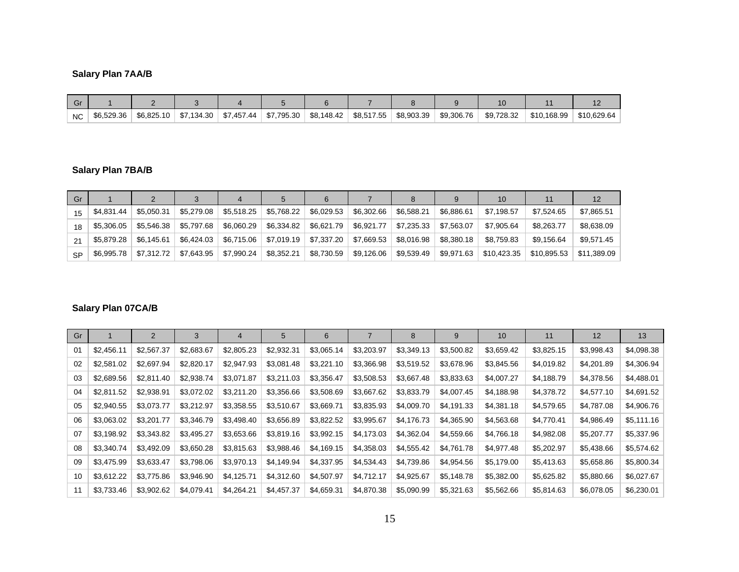**Salary Plan 7AA/B**

| Gr | 1 | 2 | 3 | 4 | 5 | 6 | 7 | 8 | 9 | 10 | 11 | 12 |
|---|---|---|---|---|---|---|---|---|---|---|---|---|
| NC | $6,529.36 | $6,825.10 | $7,134.30 | $7,457.44 | $7,795.30 | $8,148.42 | $8,517.55 | $8,903.39 | $9,306.76 | $9,728.32 | $10,168.99 | $10,629.64 |

**Salary Plan 7BA/B**

| Gr | 1 | 2 | 3 | 4 | 5 | 6 | 7 | 8 | 9 | 10 | 11 | 12 |
|---|---|---|---|---|---|---|---|---|---|---|---|---|
| 15 | $4,831.44 | $5,050.31 | $5,279.08 | $5,518.25 | $5,768.22 | $6,029.53 | $6,302.66 | $6,588.21 | $6,886.61 | $7,198.57 | $7,524.65 | $7,865.51 |
| 18 | $5,306.05 | $5,546.38 | $5,797.68 | $6,060.29 | $6,334.82 | $6,621.79 | $6,921.77 | $7,235.33 | $7,563.07 | $7,905.64 | $8,263.77 | $8,638.09 |
| 21 | $5,879.28 | $6,145.61 | $6,424.03 | $6,715.06 | $7,019.19 | $7,337.20 | $7,669.53 | $8,016.98 | $8,380.18 | $8,759.83 | $9,156.64 | $9,571.45 |
| SP | $6,995.78 | $7,312.72 | $7,643.95 | $7,990.24 | $8,352.21 | $8,730.59 | $9,126.06 | $9,539.49 | $9,971.63 | $10,423.35 | $10,895.53 | $11,389.09 |

**Salary Plan 07CA/B**

| Gr | 1 | 2 | 3 | 4 | 5 | 6 | 7 | 8 | 9 | 10 | 11 | 12 | 13 |
|---|---|---|---|---|---|---|---|---|---|---|---|---|---|
| 01 | $2,456.11 | $2,567.37 | $2,683.67 | $2,805.23 | $2,932.31 | $3,065.14 | $3,203.97 | $3,349.13 | $3,500.82 | $3,659.42 | $3,825.15 | $3,998.43 | $4,098.38 |
| 02 | $2,581.02 | $2,697.94 | $2,820.17 | $2,947.93 | $3,081.48 | $3,221.10 | $3,366.98 | $3,519.52 | $3,678.96 | $3,845.56 | $4,019.82 | $4,201.89 | $4,306.94 |
| 03 | $2,689.56 | $2,811.40 | $2,938.74 | $3,071.87 | $3,211.03 | $3,356.47 | $3,508.53 | $3,667.48 | $3,833.63 | $4,007.27 | $4,188.79 | $4,378.56 | $4,488.01 |
| 04 | $2,811.52 | $2,938.91 | $3,072.02 | $3,211.20 | $3,356.66 | $3,508.69 | $3,667.62 | $3,833.79 | $4,007.45 | $4,188.98 | $4,378.72 | $4,577.10 | $4,691.52 |
| 05 | $2,940.55 | $3,073.77 | $3,212.97 | $3,358.55 | $3,510.67 | $3,669.71 | $3,835.93 | $4,009.70 | $4,191.33 | $4,381.18 | $4,579.65 | $4,787.08 | $4,906.76 |
| 06 | $3,063.02 | $3,201.77 | $3,346.79 | $3,498.40 | $3,656.89 | $3,822.52 | $3,995.67 | $4,176.73 | $4,365.90 | $4,563.68 | $4,770.41 | $4,986.49 | $5,111.16 |
| 07 | $3,198.92 | $3,343.82 | $3,495.27 | $3,653.66 | $3,819.16 | $3,992.15 | $4,173.03 | $4,362.04 | $4,559.66 | $4,766.18 | $4,982.08 | $5,207.77 | $5,337.96 |
| 08 | $3,340.74 | $3,492.09 | $3,650.28 | $3,815.63 | $3,988.46 | $4,169.15 | $4,358.03 | $4,555.42 | $4,761.78 | $4,977.48 | $5,202.97 | $5,438.66 | $5,574.62 |
| 09 | $3,475.99 | $3,633.47 | $3,798.06 | $3,970.13 | $4,149.94 | $4,337.95 | $4,534.43 | $4,739.86 | $4,954.56 | $5,179.00 | $5,413.63 | $5,658.86 | $5,800.34 |
| 10 | $3,612.22 | $3,775.86 | $3,946.90 | $4,125.71 | $4,312.60 | $4,507.97 | $4,712.17 | $4,925.67 | $5,148.78 | $5,382.00 | $5,625.82 | $5,880.66 | $6,027.67 |
| 11 | $3,733.46 | $3,902.62 | $4,079.41 | $4,264.21 | $4,457.37 | $4,659.31 | $4,870.38 | $5,090.99 | $5,321.63 | $5,562.66 | $5,814.63 | $6,078.05 | $6,230.01 |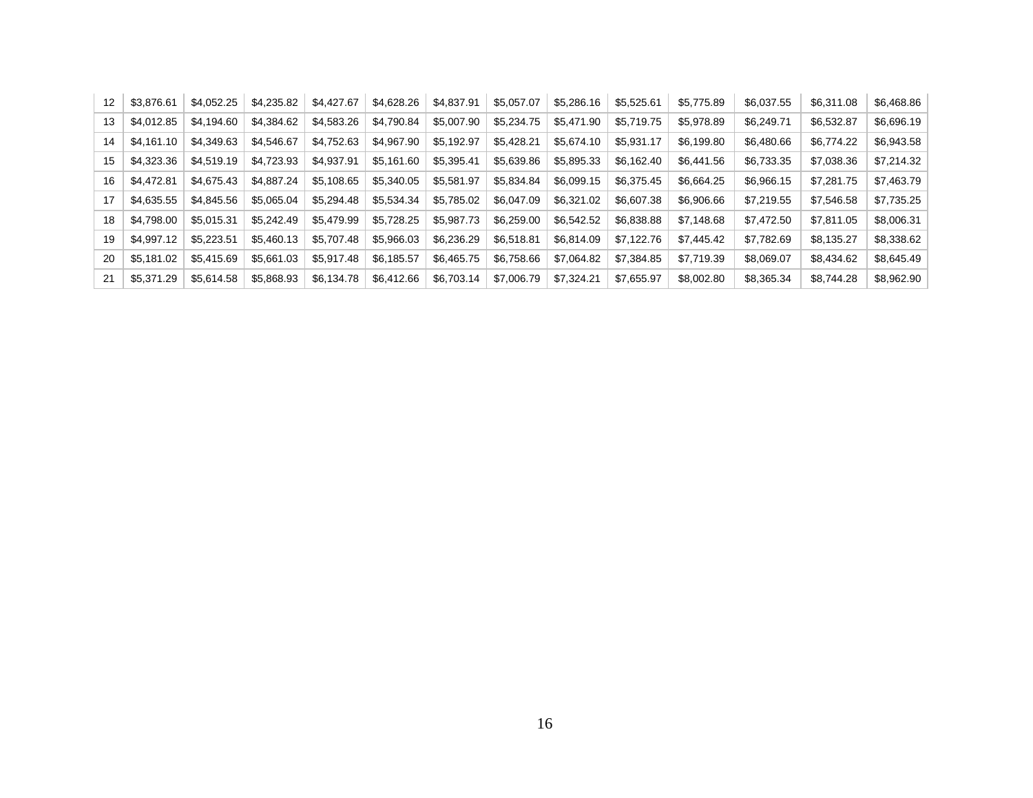| | | | | | | | | | | | | | |
|---|---|---|---|---|---|---|---|---|---|---|---|---|---|
| 12 | $3,876.61 | $4,052.25 | $4,235.82 | $4,427.67 | $4,628.26 | $4,837.91 | $5,057.07 | $5,286.16 | $5,525.61 | $5,775.89 | $6,037.55 | $6,311.08 | $6,468.86 |
| 13 | $4,012.85 | $4,194.60 | $4,384.62 | $4,583.26 | $4,790.84 | $5,007.90 | $5,234.75 | $5,471.90 | $5,719.75 | $5,978.89 | $6,249.71 | $6,532.87 | $6,696.19 |
| 14 | $4,161.10 | $4,349.63 | $4,546.67 | $4,752.63 | $4,967.90 | $5,192.97 | $5,428.21 | $5,674.10 | $5,931.17 | $6,199.80 | $6,480.66 | $6,774.22 | $6,943.58 |
| 15 | $4,323.36 | $4,519.19 | $4,723.93 | $4,937.91 | $5,161.60 | $5,395.41 | $5,639.86 | $5,895.33 | $6,162.40 | $6,441.56 | $6,733.35 | $7,038.36 | $7,214.32 |
| 16 | $4,472.81 | $4,675.43 | $4,887.24 | $5,108.65 | $5,340.05 | $5,581.97 | $5,834.84 | $6,099.15 | $6,375.45 | $6,664.25 | $6,966.15 | $7,281.75 | $7,463.79 |
| 17 | $4,635.55 | $4,845.56 | $5,065.04 | $5,294.48 | $5,534.34 | $5,785.02 | $6,047.09 | $6,321.02 | $6,607.38 | $6,906.66 | $7,219.55 | $7,546.58 | $7,735.25 |
| 18 | $4,798.00 | $5,015.31 | $5,242.49 | $5,479.99 | $5,728.25 | $5,987.73 | $6,259.00 | $6,542.52 | $6,838.88 | $7,148.68 | $7,472.50 | $7,811.05 | $8,006.31 |
| 19 | $4,997.12 | $5,223.51 | $5,460.13 | $5,707.48 | $5,966.03 | $6,236.29 | $6,518.81 | $6,814.09 | $7,122.76 | $7,445.42 | $7,782.69 | $8,135.27 | $8,338.62 |
| 20 | $5,181.02 | $5,415.69 | $5,661.03 | $5,917.48 | $6,185.57 | $6,465.75 | $6,758.66 | $7,064.82 | $7,384.85 | $7,719.39 | $8,069.07 | $8,434.62 | $8,645.49 |
| 21 | $5,371.29 | $5,614.58 | $5,868.93 | $6,134.78 | $6,412.66 | $6,703.14 | $7,006.79 | $7,324.21 | $7,655.97 | $8,002.80 | $8,365.34 | $8,744.28 | $8,962.90 |